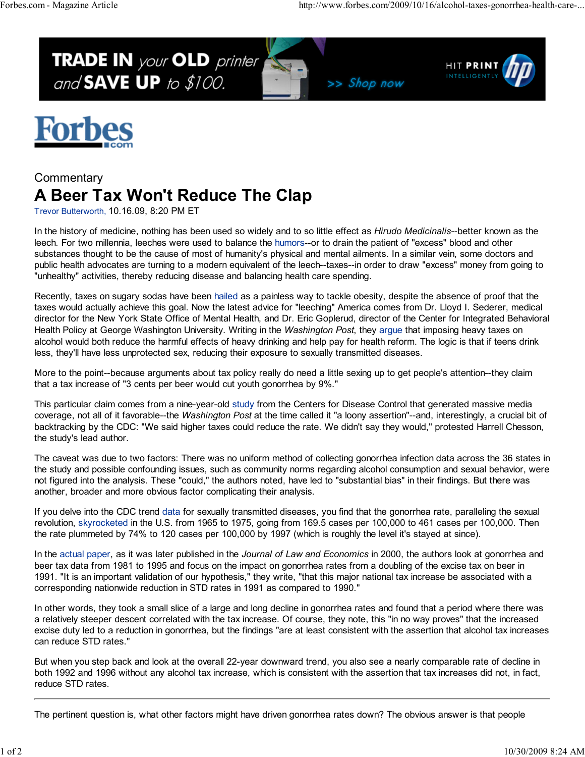Commentary

# A Beer Tax Won't Reduce The Clap

Trevor Butterworth, 10.16.09, 8:20 PM ET

In the history of medicine, nothing has been used so widely and to so little effect as *Hirudo Medicinalis*--better known as the leech. For two millennia, leeches were used to balance the humors--or to drain the patient of "excess" blood and other substances thought to be the cause of most of humanity's physical and mental ailments. In a similar vein, some doctors and public health advocates are turning to a modern equivalent of the leech--taxes--in order to draw "excess" money from going to "unhealthy" activities, thereby reducing disease and balancing health care spending.

Recently, taxes on sugary sodas have been hailed as a painless way to tackle obesity, despite the absence of proof that the taxes would actually achieve this goal. Now the latest advice for "leeching" America comes from Dr. Lloyd I. Sederer, medical director for the New York State Office of Mental Health, and Dr. Eric Goplerud, director of the Center for Integrated Behavioral Health Policy at George Washington University. Writing in the *Washington Post*, they argue that imposing heavy taxes on alcohol would both reduce the harmful effects of heavy drinking and help pay for health reform. The logic is that if teens drink less, they'll have less unprotected sex, reducing their exposure to sexually transmitted diseases.

More to the point--because arguments about tax policy really do need a little sexing up to get people's attention--they claim that a tax increase of "3 cents per beer would cut youth gonorrhea by 9%."

This particular claim comes from a nine-year-old study from the Centers for Disease Control that generated massive media coverage, not all of it favorable--the *Washington Post* at the time called it "a loony assertion"--and, interestingly, a crucial bit of backtracking by the CDC: "We said higher taxes could reduce the rate. We didn't say they would," protested Harrell Chesson, the study's lead author.

The caveat was due to two factors: There was no uniform method of collecting gonorrhea infection data across the 36 states in the study and possible confounding issues, such as community norms regarding alcohol consumption and sexual behavior, were not figured into the analysis. These "could," the authors noted, have led to "substantial bias" in their findings. But there was another, broader and more obvious factor complicating their analysis.

If you delve into the CDC trend data for sexually transmitted diseases, you find that the gonorrhea rate, paralleling the sexual revolution, skyrocketed in the U.S. from 1965 to 1975, going from 169.5 cases per 100,000 to 461 cases per 100,000. Then the rate plummeted by 74% to 120 cases per 100,000 by 1997 (which is roughly the level it's stayed at since).

In the actual paper, as it was later published in the *Journal of Law and Economics* in 2000, the authors look at gonorrhea and beer tax data from 1981 to 1995 and focus on the impact on gonorrhea rates from a doubling of the excise tax on beer in 1991. "It is an important validation of our hypothesis," they write, "that this major national tax increase be associated with a corresponding nationwide reduction in STD rates in 1991 as compared to 1990."

In other words, they took a small slice of a large and long decline in gonorrhea rates and found that a period where there was a relatively steeper descent correlated with the tax increase. Of course, they note, this "in no way proves" that the increased excise duty led to a reduction in gonorrhea, but the findings "are at least consistent with the assertion that alcohol tax increases can reduce STD rates."

But when you step back and look at the overall 22-year downward trend, you also see a nearly comparable rate of decline in both 1992 and 1996 without any alcohol tax increase, which is consistent with the assertion that tax increases did not, in fact, reduce STD rates.

---

The pertinent question is, what other factors might have driven gonorrhea rates down? The obvious answer is that people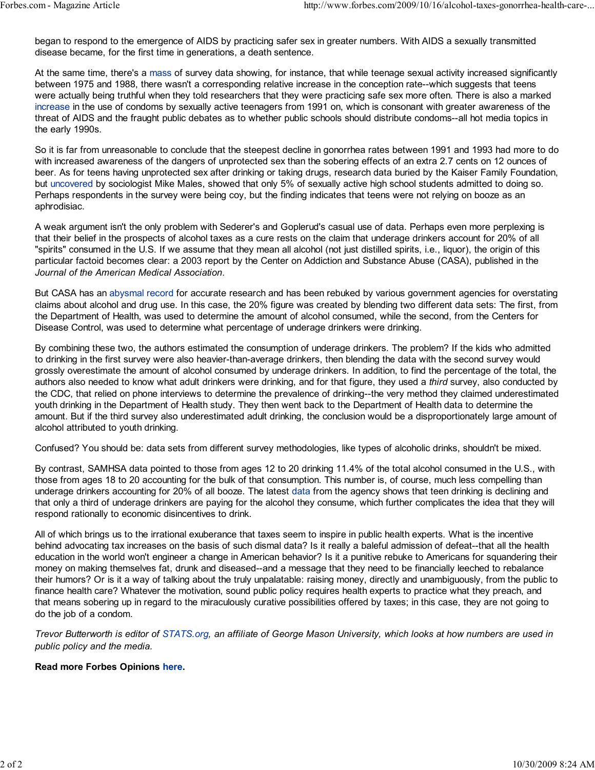began to respond to the emergence of AIDS by practicing safer sex in greater numbers. With AIDS a sexually transmitted disease became, for the first time in generations, a death sentence.

At the same time, there's a mass of survey data showing, for instance, that while teenage sexual activity increased significantly between 1975 and 1988, there wasn't a corresponding relative increase in the conception rate--which suggests that teens were actually being truthful when they told researchers that they were practicing safe sex more often. There is also a marked increase in the use of condoms by sexually active teenagers from 1991 on, which is consonant with greater awareness of the threat of AIDS and the fraught public debates as to whether public schools should distribute condoms--all hot media topics in the early 1990s.

So it is far from unreasonable to conclude that the steepest decline in gonorrhea rates between 1991 and 1993 had more to do with increased awareness of the dangers of unprotected sex than the sobering effects of an extra 2.7 cents on 12 ounces of beer. As for teens having unprotected sex after drinking or taking drugs, research data buried by the Kaiser Family Foundation, but uncovered by sociologist Mike Males, showed that only 5% of sexually active high school students admitted to doing so. Perhaps respondents in the survey were being coy, but the finding indicates that teens were not relying on booze as an aphrodisiac.

A weak argument isn't the only problem with Sederer's and Goplerud's casual use of data. Perhaps even more perplexing is that their belief in the prospects of alcohol taxes as a cure rests on the claim that underage drinkers account for 20% of all "spirits" consumed in the U.S. If we assume that they mean all alcohol (not just distilled spirits, i.e., liquor), the origin of this particular factoid becomes clear: a 2003 report by the Center on Addiction and Substance Abuse (CASA), published in the *Journal of the American Medical Association*.

But CASA has an abysmal record for accurate research and has been rebuked by various government agencies for overstating claims about alcohol and drug use. In this case, the 20% figure was created by blending two different data sets: The first, from the Department of Health, was used to determine the amount of alcohol consumed, while the second, from the Centers for Disease Control, was used to determine what percentage of underage drinkers were drinking.

By combining these two, the authors estimated the consumption of underage drinkers. The problem? If the kids who admitted to drinking in the first survey were also heavier-than-average drinkers, then blending the data with the second survey would grossly overestimate the amount of alcohol consumed by underage drinkers. In addition, to find the percentage of the total, the authors also needed to know what adult drinkers were drinking, and for that figure, they used a *third* survey, also conducted by the CDC, that relied on phone interviews to determine the prevalence of drinking--the very method they claimed underestimated youth drinking in the Department of Health study. They then went back to the Department of Health data to determine the amount. But if the third survey also underestimated adult drinking, the conclusion would be a disproportionately large amount of alcohol attributed to youth drinking.

Confused? You should be: data sets from different survey methodologies, like types of alcoholic drinks, shouldn't be mixed.

By contrast, SAMHSA data pointed to those from ages 12 to 20 drinking 11.4% of the total alcohol consumed in the U.S., with those from ages 18 to 20 accounting for the bulk of that consumption. This number is, of course, much less compelling than underage drinkers accounting for 20% of all booze. The latest data from the agency shows that teen drinking is declining and that only a third of underage drinkers are paying for the alcohol they consume, which further complicates the idea that they will respond rationally to economic disincentives to drink.

All of which brings us to the irrational exuberance that taxes seem to inspire in public health experts. What is the incentive behind advocating tax increases on the basis of such dismal data? Is it really a baleful admission of defeat--that all the health education in the world won't engineer a change in American behavior? Is it a punitive rebuke to Americans for squandering their money on making themselves fat, drunk and diseased--and a message that they need to be financially leeched to rebalance their humors? Or is it a way of talking about the truly unpalatable: raising money, directly and unambiguously, from the public to finance health care? Whatever the motivation, sound public policy requires health experts to practice what they preach, and that means sobering up in regard to the miraculously curative possibilities offered by taxes; in this case, they are not going to do the job of a condom.

*Trevor Butterworth is editor of STATS.org, an affiliate of George Mason University, which looks at how numbers are used in public policy and the media.*

**Read more Forbes Opinions here.**